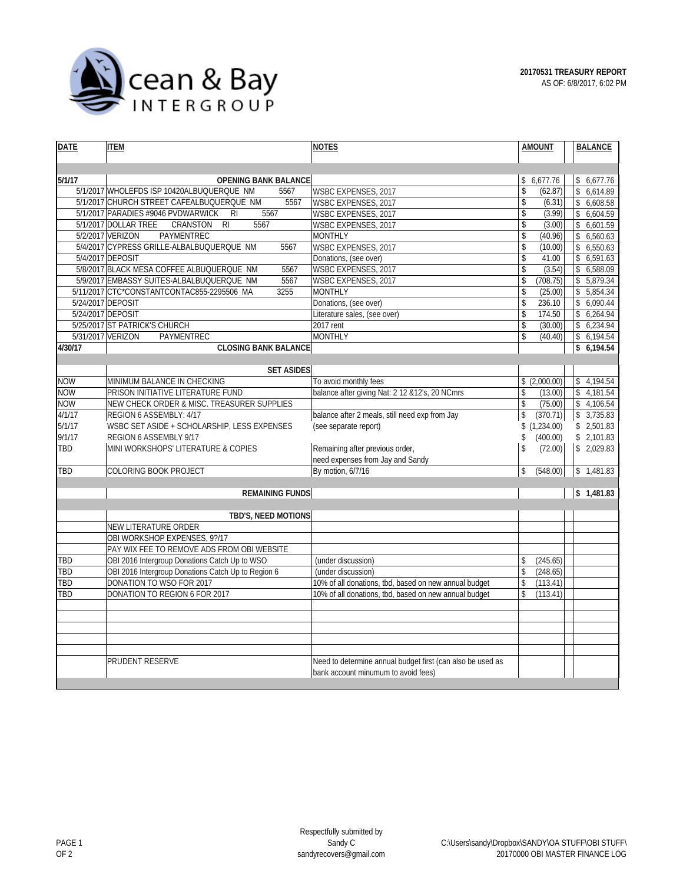Ocean & Bay INTERGROUP

**20170531 TREASURY REPORT**
AS OF: 6/8/2017, 6:02 PM

| DATE | ITEM | NOTES | AMOUNT | BALANCE |
|---|---|---|---|---|
| | | | | |
| **5/1/17** | **OPENING BANK BALANCE** | | $ 6,677.76 | $ 6,677.76 |
| 5/1/2017 | WHOLEFDS ISP 10420ALBUQUERQUE NM 5567 | WSBC EXPENSES, 2017 | $ (62.87) | $ 6,614.89 |
| 5/1/2017 | CHURCH STREET CAFEALBUQUERQUE NM 5567 | WSBC EXPENSES, 2017 | $ (6.31) | $ 6,608.58 |
| 5/1/2017 | PARADIES #9046 PVDWARWICK RI 5567 | WSBC EXPENSES, 2017 | $ (3.99) | $ 6,604.59 |
| 5/1/2017 | DOLLAR TREE CRANSTON RI 5567 | WSBC EXPENSES, 2017 | $ (3.00) | $ 6,601.59 |
| 5/2/2017 | VERIZON PAYMENTREC | MONTHLY | $ (40.96) | $ 6,560.63 |
| 5/4/2017 | CYPRESS GRILLE-ALBALBUQUERQUE NM 5567 | WSBC EXPENSES, 2017 | $ (10.00) | $ 6,550.63 |
| 5/4/2017 | DEPOSIT | Donations, (see over) | $ 41.00 | $ 6,591.63 |
| 5/8/2017 | BLACK MESA COFFEE ALBUQUERQUE NM 5567 | WSBC EXPENSES, 2017 | $ (3.54) | $ 6,588.09 |
| 5/9/2017 | EMBASSY SUITES-ALBALBUQUERQUE NM 5567 | WSBC EXPENSES, 2017 | $ (708.75) | $ 5,879.34 |
| 5/11/2017 | CTC*CONSTANTCONTAC855-2295506 MA 3255 | MONTHLY | $ (25.00) | $ 5,854.34 |
| 5/24/2017 | DEPOSIT | Donations, (see over) | $ 236.10 | $ 6,090.44 |
| 5/24/2017 | DEPOSIT | Literature sales, (see over) | $ 174.50 | $ 6,264.94 |
| 5/25/2017 | ST PATRICK'S CHURCH | 2017 rent | $ (30.00) | $ 6,234.94 |
| 5/31/2017 | VERIZON PAYMENTREC | MONTHLY | $ (40.40) | $ 6,194.54 |
| **4/30/17** | **CLOSING BANK BALANCE** | | | **$ 6,194.54** |
| | | | | |
| | **SET ASIDES** | | | |
| NOW | MINIMUM BALANCE IN CHECKING | To avoid monthly fees | $ (2,000.00) | $ 4,194.54 |
| NOW | PRISON INITIATIVE LITERATURE FUND | balance after giving Nat: 2 12 &12's, 20 NCmrs | $ (13.00) | $ 4,181.54 |
| NOW | NEW CHECK ORDER & MISC. TREASURER SUPPLIES | | $ (75.00) | $ 4,106.54 |
| 4/1/17 | REGION 6 ASSEMBLY: 4/17 | balance after 2 meals, still need exp from Jay | $ (370.71) | $ 3,735.83 |
| 5/1/17 | WSBC SET ASIDE + SCHOLARSHIP, LESS EXPENSES | (see separate report) | $ (1,234.00) | $ 2,501.83 |
| 9/1/17 | REGION 6 ASSEMBLY 9/17 | | $ (400.00) | $ 2,101.83 |
| TBD | MINI WORKSHOPS' LITERATURE & COPIES | Remaining after previous order, need expenses from Jay and Sandy | $ (72.00) | $ 2,029.83 |
| TBD | COLORING BOOK PROJECT | By motion, 6/7/16 | $ (548.00) | $ 1,481.83 |
| | | | | |
| | **REMAINING FUNDS** | | | **$ 1,481.83** |
| | | | | |
| | **TBD'S, NEED MOTIONS** | | | |
| | NEW LITERATURE ORDER | | | |
| | OBI WORKSHOP EXPENSES, 9?/17 | | | |
| | PAY WIX FEE TO REMOVE ADS FROM OBI WEBSITE | | | |
| TBD | OBI 2016 Intergroup Donations Catch Up to WSO | (under discussion) | $ (245.65) | |
| TBD | OBI 2016 Intergroup Donations Catch Up to Region 6 | (under discussion) | $ (248.65) | |
| TBD | DONATION TO WSO FOR 2017 | 10% of all donations, tbd, based on new annual budget | $ (113.41) | |
| TBD | DONATION TO REGION 6 FOR 2017 | 10% of all donations, tbd, based on new annual budget | $ (113.41) | |
| | | | | |
| | PRUDENT RESERVE | Need to determine annual budget first (can also be used as bank account minumum to avoid fees) | | |

Respectfully submitted by
Sandy C
sandyrecovers@gmail.com

C:\Users\sandy\Dropbox\SANDY\OA STUFF\OBI STUFF\20170000 OBI MASTER FINANCE LOG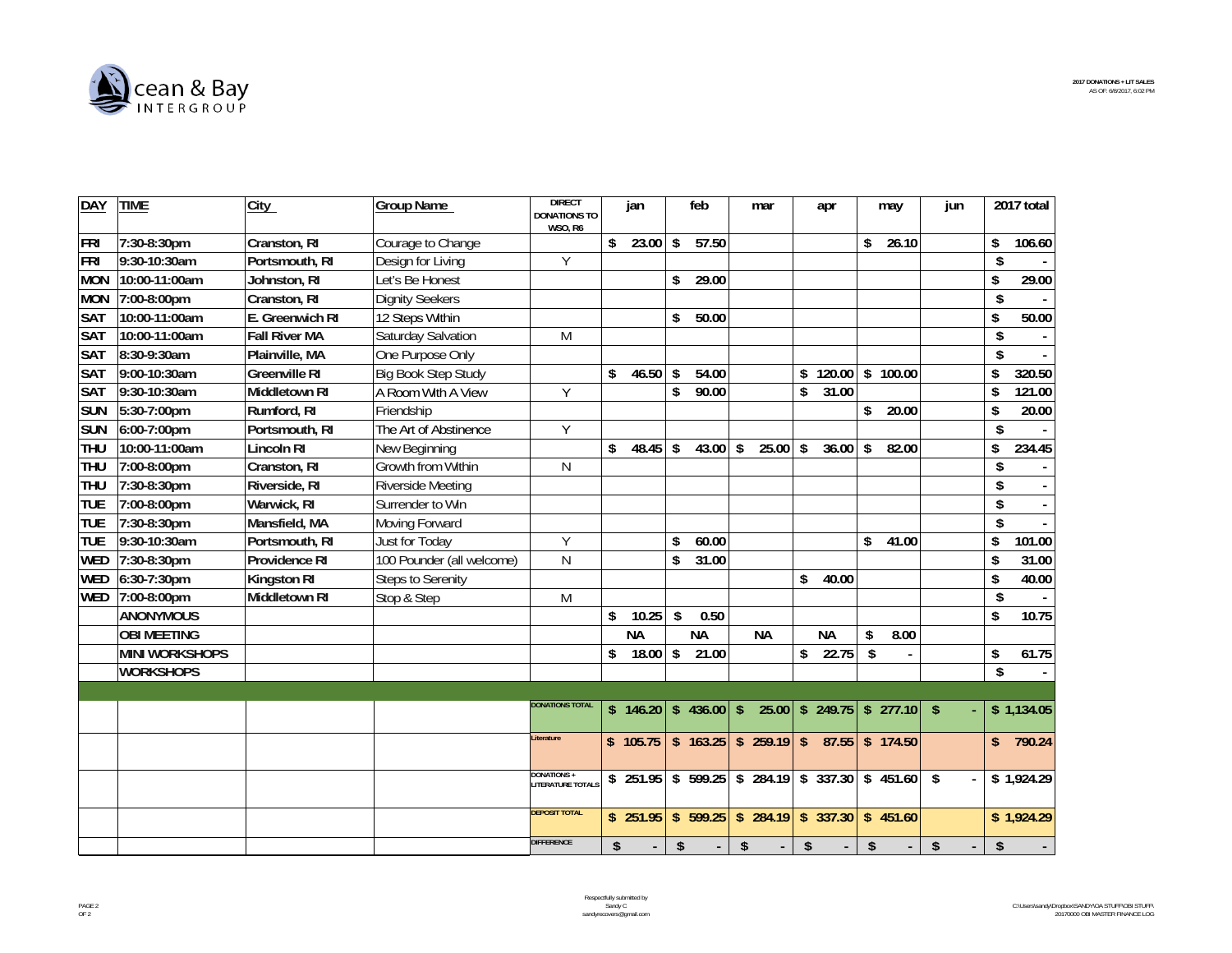Ocean & Bay INTERGROUP

**2017 DONATIONS + LIT SALES**
AS OF: 6/8/2017, 6:02 PM

| DAY | TIME | City | Group Name | DIRECT DONATIONS TO WSO, R6 | jan | feb | mar | apr | may | jun | 2017 total |
|---|---|---|---|---|---|---|---|---|---|---|---|
| FRI | 7:30-8:30pm | Cranston, RI | Courage to Change | | $ 23.00 | $ 57.50 | | | $ 26.10 | | $ 106.60 |
| FRI | 9:30-10:30am | Portsmouth, RI | Design for Living | Y | | | | | | | $ - |
| MON | 10:00-11:00am | Johnston, RI | Let's Be Honest | | | $ 29.00 | | | | | $ 29.00 |
| MON | 7:00-8:00pm | Cranston, RI | Dignity Seekers | | | | | | | | $ - |
| SAT | 10:00-11:00am | E. Greenwich RI | 12 Steps Within | | | $ 50.00 | | | | | $ 50.00 |
| SAT | 10:00-11:00am | Fall River MA | Saturday Salvation | M | | | | | | | $ - |
| SAT | 8:30-9:30am | Plainville, MA | One Purpose Only | | | | | | | | $ - |
| SAT | 9:00-10:30am | Greenville RI | Big Book Step Study | | $ 46.50 | $ 54.00 | | $ 120.00 | $ 100.00 | | $ 320.50 |
| SAT | 9:30-10:30am | Middletown RI | A Room With A View | Y | | $ 90.00 | | $ 31.00 | | | $ 121.00 |
| SUN | 5:30-7:00pm | Rumford, RI | Friendship | | | | | | $ 20.00 | | $ 20.00 |
| SUN | 6:00-7:00pm | Portsmouth, RI | The Art of Abstinence | Y | | | | | | | $ - |
| THU | 10:00-11:00am | Lincoln RI | New Beginning | | $ 48.45 | $ 43.00 | $ 25.00 | $ 36.00 | $ 82.00 | | $ 234.45 |
| THU | 7:00-8:00pm | Cranston, RI | Growth from Within | N | | | | | | | $ - |
| THU | 7:30-8:30pm | Riverside, RI | Riverside Meeting | | | | | | | | $ - |
| TUE | 7:00-8:00pm | Warwick, RI | Surrender to Win | | | | | | | | $ - |
| TUE | 7:30-8:30pm | Mansfield, MA | Moving Forward | | | | | | | | $ - |
| TUE | 9:30-10:30am | Portsmouth, RI | Just for Today | Y | | $ 60.00 | | | $ 41.00 | | $ 101.00 |
| WED | 7:30-8:30pm | Providence RI | 100 Pounder (all welcome) | N | | $ 31.00 | | | | | $ 31.00 |
| WED | 6:30-7:30pm | Kingston RI | Steps to Serenity | | | | | $ 40.00 | | | $ 40.00 |
| WED | 7:00-8:00pm | Middletown RI | Stop & Step | M | | | | | | | $ - |
| | ANONYMOUS | | | | $ 10.25 | $ 0.50 | | | | | $ 10.75 |
| | OBI MEETING | | | | NA | NA | NA | NA | $ 8.00 | | |
| | MINI WORKSHOPS | | | | $ 18.00 | $ 21.00 | | $ 22.75 | $ - | | $ 61.75 |
| | WORKSHOPS | | | | | | | | | | $ - |
| | | | | | | | | | | | |
| | | | | DONATIONS TOTAL | $ 146.20 | $ 436.00 | $ 25.00 | $ 249.75 | $ 277.10 | $ - | $ 1,134.05 |
| | | | | Literature | $ 105.75 | $ 163.25 | $ 259.19 | $ 87.55 | $ 174.50 | | $ 790.24 |
| | | | | DONATIONS + LITERATURE TOTALS | $ 251.95 | $ 599.25 | $ 284.19 | $ 337.30 | $ 451.60 | $ - | $ 1,924.29 |
| | | | | DEPOSIT TOTAL | $ 251.95 | $ 599.25 | $ 284.19 | $ 337.30 | $ 451.60 | | $ 1,924.29 |
| | | | | DIFFERENCE | $ - | $ - | $ - | $ - | $ - | $ - | $ - |

Respectfully submitted by
Sandy C
sandyrecovers@gmail.com

C:\Users\sandy\Dropbox\SANDY\OA STUFF\OBI STUFF\
20170000 OBI MASTER FINANCE LOG